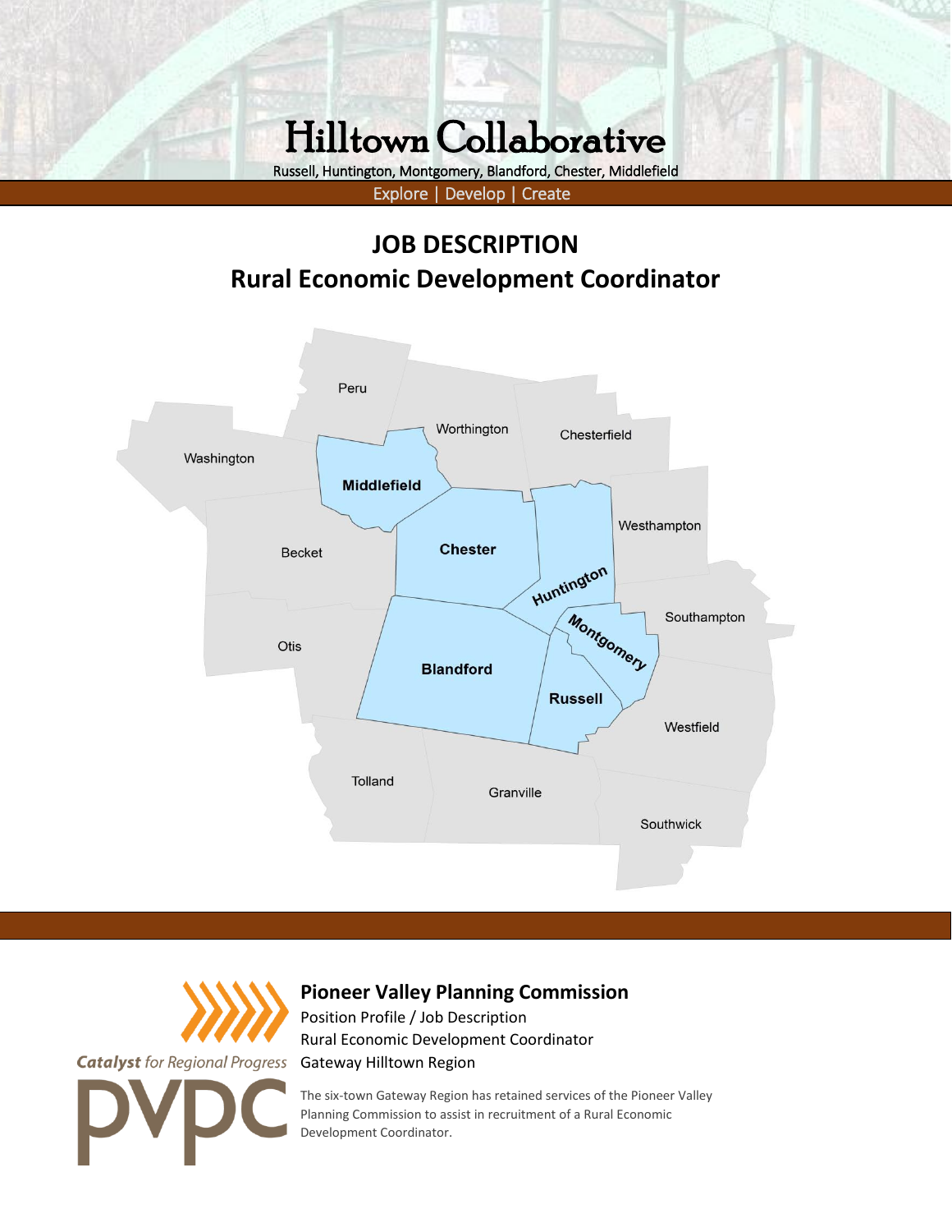# Hilltown Collaborative

Russell, Huntington, Montgomery, Blandford, Chester, Middlefield

Explore | Develop | Create

## JOB DESCRIPTION
## Rural Economic Development Coordinator

Peru, Worthington, Chesterfield, Washington, **Middlefield**, Westhampton, Becket, **Chester**, **Huntington**, Southampton, **Montgomery**, Otis, **Blandford**, **Russell**, Westfield, Tolland, Granville, Southwick

*Catalyst for Regional Progress*

pvpc

### Pioneer Valley Planning Commission

Position Profile / Job Description

Rural Economic Development Coordinator

Gateway Hilltown Region

The six-town Gateway Region has retained services of the Pioneer Valley Planning Commission to assist in recruitment of a Rural Economic Development Coordinator.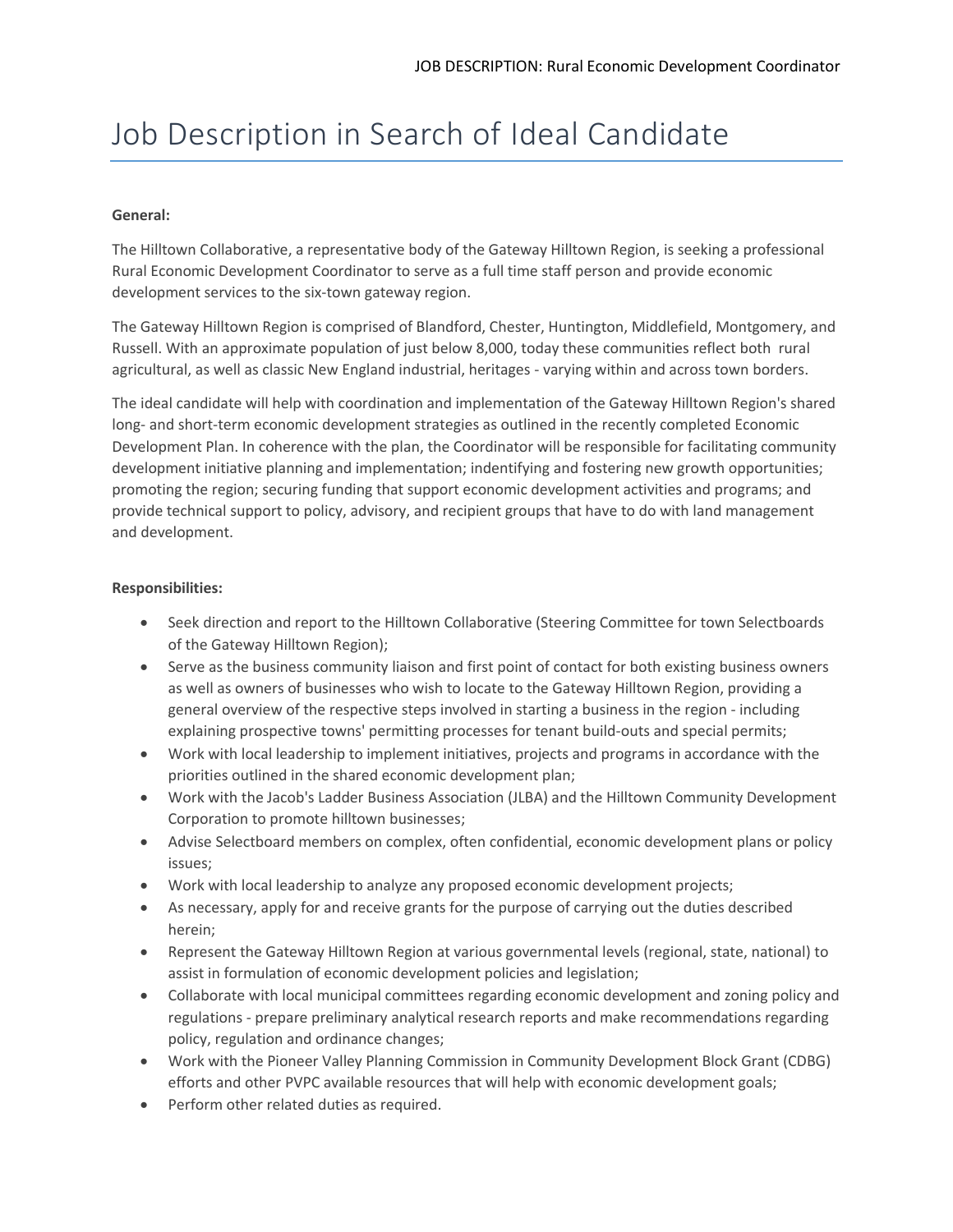// Job Description in Search of Ideal Candidate

**General:**

The Hilltown Collaborative, a representative body of the Gateway Hilltown Region, is seeking a professional Rural Economic Development Coordinator to serve as a full time staff person and provide economic development services to the six-town gateway region.

The Gateway Hilltown Region is comprised of Blandford, Chester, Huntington, Middlefield, Montgomery, and Russell. With an approximate population of just below 8,000, today these communities reflect both rural agricultural, as well as classic New England industrial, heritages - varying within and across town borders.

The ideal candidate will help with coordination and implementation of the Gateway Hilltown Region's shared long- and short-term economic development strategies as outlined in the recently completed Economic Development Plan. In coherence with the plan, the Coordinator will be responsible for facilitating community development initiative planning and implementation; indentifying and fostering new growth opportunities; promoting the region; securing funding that support economic development activities and programs; and provide technical support to policy, advisory, and recipient groups that have to do with land management and development.

**Responsibilities:**

- Seek direction and report to the Hilltown Collaborative (Steering Committee for town Selectboards of the Gateway Hilltown Region);
- Serve as the business community liaison and first point of contact for both existing business owners as well as owners of businesses who wish to locate to the Gateway Hilltown Region, providing a general overview of the respective steps involved in starting a business in the region - including explaining prospective towns' permitting processes for tenant build-outs and special permits;
- Work with local leadership to implement initiatives, projects and programs in accordance with the priorities outlined in the shared economic development plan;
- Work with the Jacob's Ladder Business Association (JLBA) and the Hilltown Community Development Corporation to promote hilltown businesses;
- Advise Selectboard members on complex, often confidential, economic development plans or policy issues;
- Work with local leadership to analyze any proposed economic development projects;
- As necessary, apply for and receive grants for the purpose of carrying out the duties described herein;
- Represent the Gateway Hilltown Region at various governmental levels (regional, state, national) to assist in formulation of economic development policies and legislation;
- Collaborate with local municipal committees regarding economic development and zoning policy and regulations - prepare preliminary analytical research reports and make recommendations regarding policy, regulation and ordinance changes;
- Work with the Pioneer Valley Planning Commission in Community Development Block Grant (CDBG) efforts and other PVPC available resources that will help with economic development goals;
- Perform other related duties as required.

# Job Description in Search of Ideal Candidate

**General:**

The Hilltown Collaborative, a representative body of the Gateway Hilltown Region, is seeking a professional Rural Economic Development Coordinator to serve as a full time staff person and provide economic development services to the six-town gateway region.

The Gateway Hilltown Region is comprised of Blandford, Chester, Huntington, Middlefield, Montgomery, and Russell. With an approximate population of just below 8,000, today these communities reflect both rural agricultural, as well as classic New England industrial, heritages - varying within and across town borders.

The ideal candidate will help with coordination and implementation of the Gateway Hilltown Region's shared long- and short-term economic development strategies as outlined in the recently completed Economic Development Plan. In coherence with the plan, the Coordinator will be responsible for facilitating community development initiative planning and implementation; indentifying and fostering new growth opportunities; promoting the region; securing funding that support economic development activities and programs; and provide technical support to policy, advisory, and recipient groups that have to do with land management and development.

**Responsibilities:**

- Seek direction and report to the Hilltown Collaborative (Steering Committee for town Selectboards of the Gateway Hilltown Region);
- Serve as the business community liaison and first point of contact for both existing business owners as well as owners of businesses who wish to locate to the Gateway Hilltown Region, providing a general overview of the respective steps involved in starting a business in the region - including explaining prospective towns' permitting processes for tenant build-outs and special permits;
- Work with local leadership to implement initiatives, projects and programs in accordance with the priorities outlined in the shared economic development plan;
- Work with the Jacob's Ladder Business Association (JLBA) and the Hilltown Community Development Corporation to promote hilltown businesses;
- Advise Selectboard members on complex, often confidential, economic development plans or policy issues;
- Work with local leadership to analyze any proposed economic development projects;
- As necessary, apply for and receive grants for the purpose of carrying out the duties described herein;
- Represent the Gateway Hilltown Region at various governmental levels (regional, state, national) to assist in formulation of economic development policies and legislation;
- Collaborate with local municipal committees regarding economic development and zoning policy and regulations - prepare preliminary analytical research reports and make recommendations regarding policy, regulation and ordinance changes;
- Work with the Pioneer Valley Planning Commission in Community Development Block Grant (CDBG) efforts and other PVPC available resources that will help with economic development goals;
- Perform other related duties as required.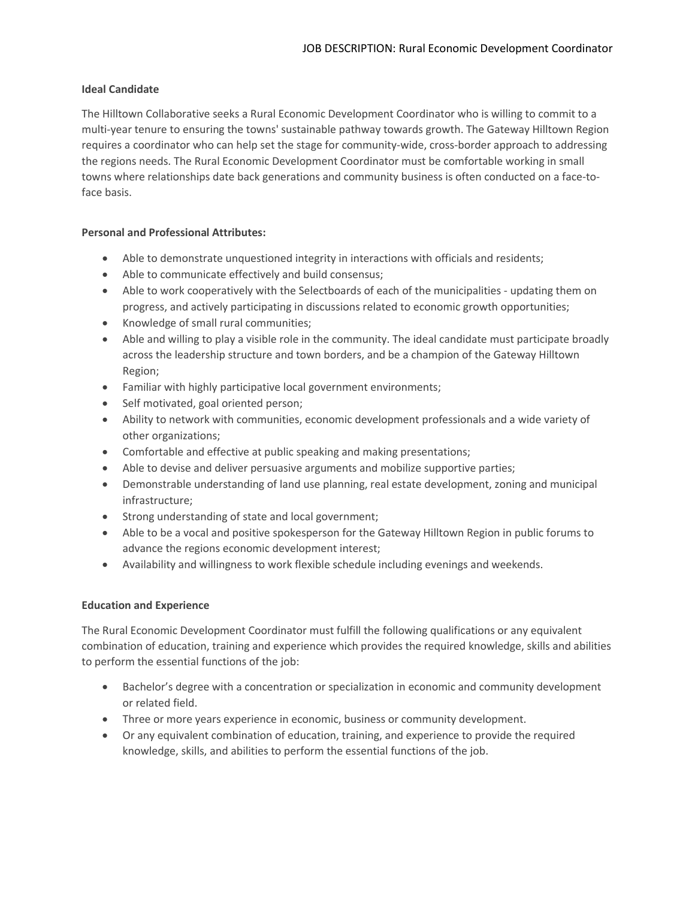### Ideal Candidate

The Hilltown Collaborative seeks a Rural Economic Development Coordinator who is willing to commit to a multi-year tenure to ensuring the towns' sustainable pathway towards growth. The Gateway Hilltown Region requires a coordinator who can help set the stage for community-wide, cross-border approach to addressing the regions needs. The Rural Economic Development Coordinator must be comfortable working in small towns where relationships date back generations and community business is often conducted on a face-to-face basis.

### Personal and Professional Attributes:

- Able to demonstrate unquestioned integrity in interactions with officials and residents;
- Able to communicate effectively and build consensus;
- Able to work cooperatively with the Selectboards of each of the municipalities - updating them on progress, and actively participating in discussions related to economic growth opportunities;
- Knowledge of small rural communities;
- Able and willing to play a visible role in the community. The ideal candidate must participate broadly across the leadership structure and town borders, and be a champion of the Gateway Hilltown Region;
- Familiar with highly participative local government environments;
- Self motivated, goal oriented person;
- Ability to network with communities, economic development professionals and a wide variety of other organizations;
- Comfortable and effective at public speaking and making presentations;
- Able to devise and deliver persuasive arguments and mobilize supportive parties;
- Demonstrable understanding of land use planning, real estate development, zoning and municipal infrastructure;
- Strong understanding of state and local government;
- Able to be a vocal and positive spokesperson for the Gateway Hilltown Region in public forums to advance the regions economic development interest;
- Availability and willingness to work flexible schedule including evenings and weekends.

### Education and Experience

The Rural Economic Development Coordinator must fulfill the following qualifications or any equivalent combination of education, training and experience which provides the required knowledge, skills and abilities to perform the essential functions of the job:

- Bachelor's degree with a concentration or specialization in economic and community development or related field.
- Three or more years experience in economic, business or community development.
- Or any equivalent combination of education, training, and experience to provide the required knowledge, skills, and abilities to perform the essential functions of the job.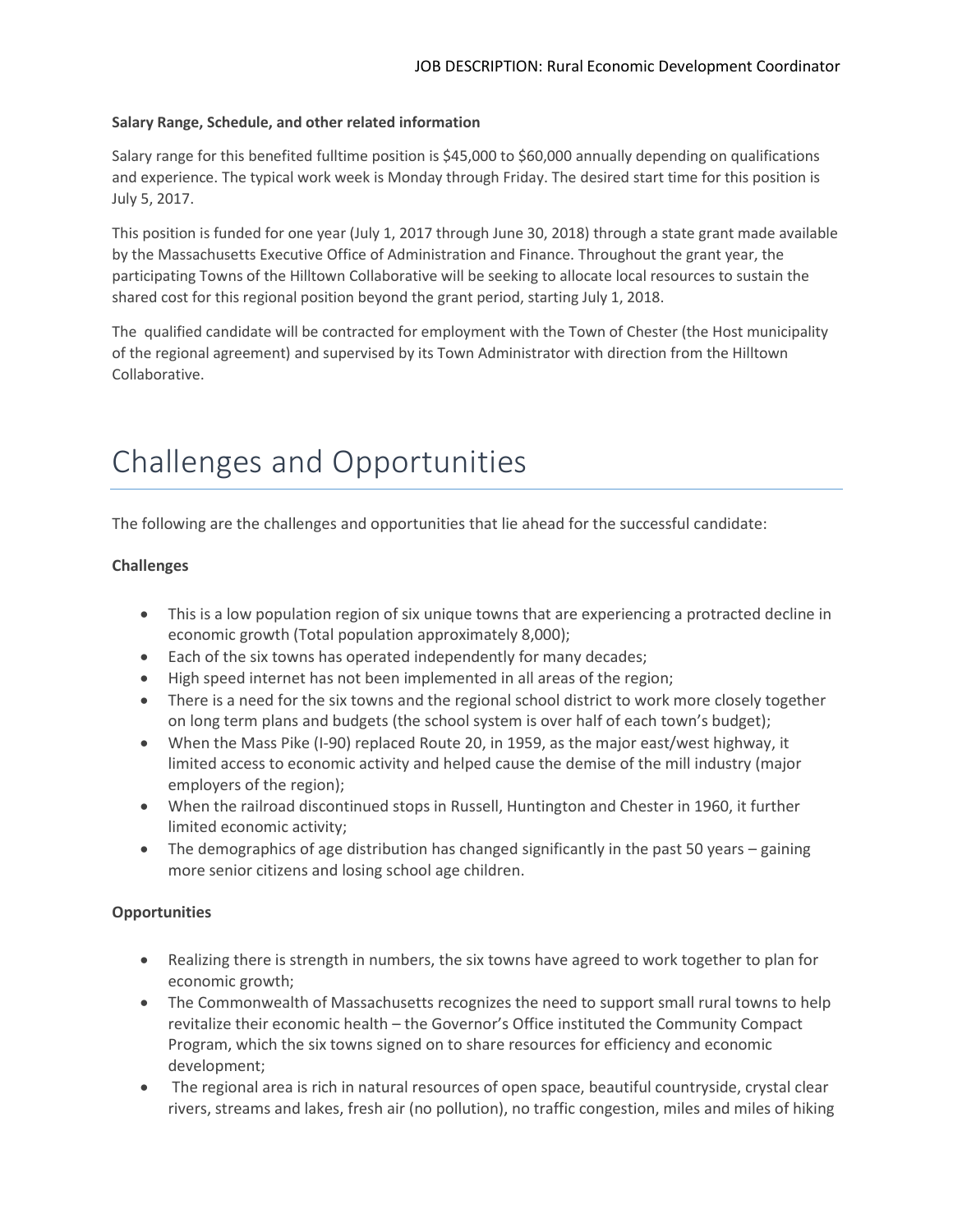**Salary Range, Schedule, and other related information**

Salary range for this benefited fulltime position is $45,000 to $60,000 annually depending on qualifications and experience. The typical work week is Monday through Friday. The desired start time for this position is July 5, 2017.

This position is funded for one year (July 1, 2017 through June 30, 2018) through a state grant made available by the Massachusetts Executive Office of Administration and Finance. Throughout the grant year, the participating Towns of the Hilltown Collaborative will be seeking to allocate local resources to sustain the shared cost for this regional position beyond the grant period, starting July 1, 2018.

The qualified candidate will be contracted for employment with the Town of Chester (the Host municipality of the regional agreement) and supervised by its Town Administrator with direction from the Hilltown Collaborative.

# Challenges and Opportunities

The following are the challenges and opportunities that lie ahead for the successful candidate:

**Challenges**

- This is a low population region of six unique towns that are experiencing a protracted decline in economic growth (Total population approximately 8,000);
- Each of the six towns has operated independently for many decades;
- High speed internet has not been implemented in all areas of the region;
- There is a need for the six towns and the regional school district to work more closely together on long term plans and budgets (the school system is over half of each town's budget);
- When the Mass Pike (I-90) replaced Route 20, in 1959, as the major east/west highway, it limited access to economic activity and helped cause the demise of the mill industry (major employers of the region);
- When the railroad discontinued stops in Russell, Huntington and Chester in 1960, it further limited economic activity;
- The demographics of age distribution has changed significantly in the past 50 years – gaining more senior citizens and losing school age children.

**Opportunities**

- Realizing there is strength in numbers, the six towns have agreed to work together to plan for economic growth;
- The Commonwealth of Massachusetts recognizes the need to support small rural towns to help revitalize their economic health – the Governor's Office instituted the Community Compact Program, which the six towns signed on to share resources for efficiency and economic development;
- The regional area is rich in natural resources of open space, beautiful countryside, crystal clear rivers, streams and lakes, fresh air (no pollution), no traffic congestion, miles and miles of hiking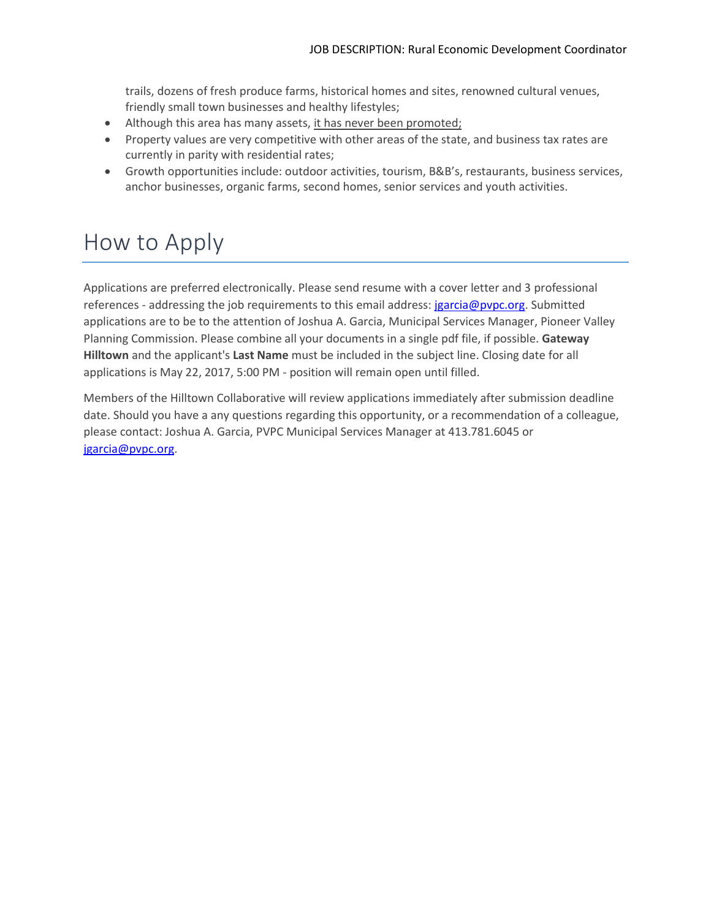trails, dozens of fresh produce farms, historical homes and sites, renowned cultural venues, friendly small town businesses and healthy lifestyles;

- Although this area has many assets, <u>it has never been promoted;</u>
- Property values are very competitive with other areas of the state, and business tax rates are currently in parity with residential rates;
- Growth opportunities include: outdoor activities, tourism, B&B's, restaurants, business services, anchor businesses, organic farms, second homes, senior services and youth activities.

# How to Apply

Applications are preferred electronically. Please send resume with a cover letter and 3 professional references - addressing the job requirements to this email address: [jgarcia@pvpc.org](mailto:jgarcia@pvpc.org). Submitted applications are to be to the attention of Joshua A. Garcia, Municipal Services Manager, Pioneer Valley Planning Commission. Please combine all your documents in a single pdf file, if possible. **Gateway Hilltown** and the applicant's **Last Name** must be included in the subject line. Closing date for all applications is May 22, 2017, 5:00 PM - position will remain open until filled.

Members of the Hilltown Collaborative will review applications immediately after submission deadline date. Should you have a any questions regarding this opportunity, or a recommendation of a colleague, please contact: Joshua A. Garcia, PVPC Municipal Services Manager at 413.781.6045 or [jgarcia@pvpc.org](mailto:jgarcia@pvpc.org).